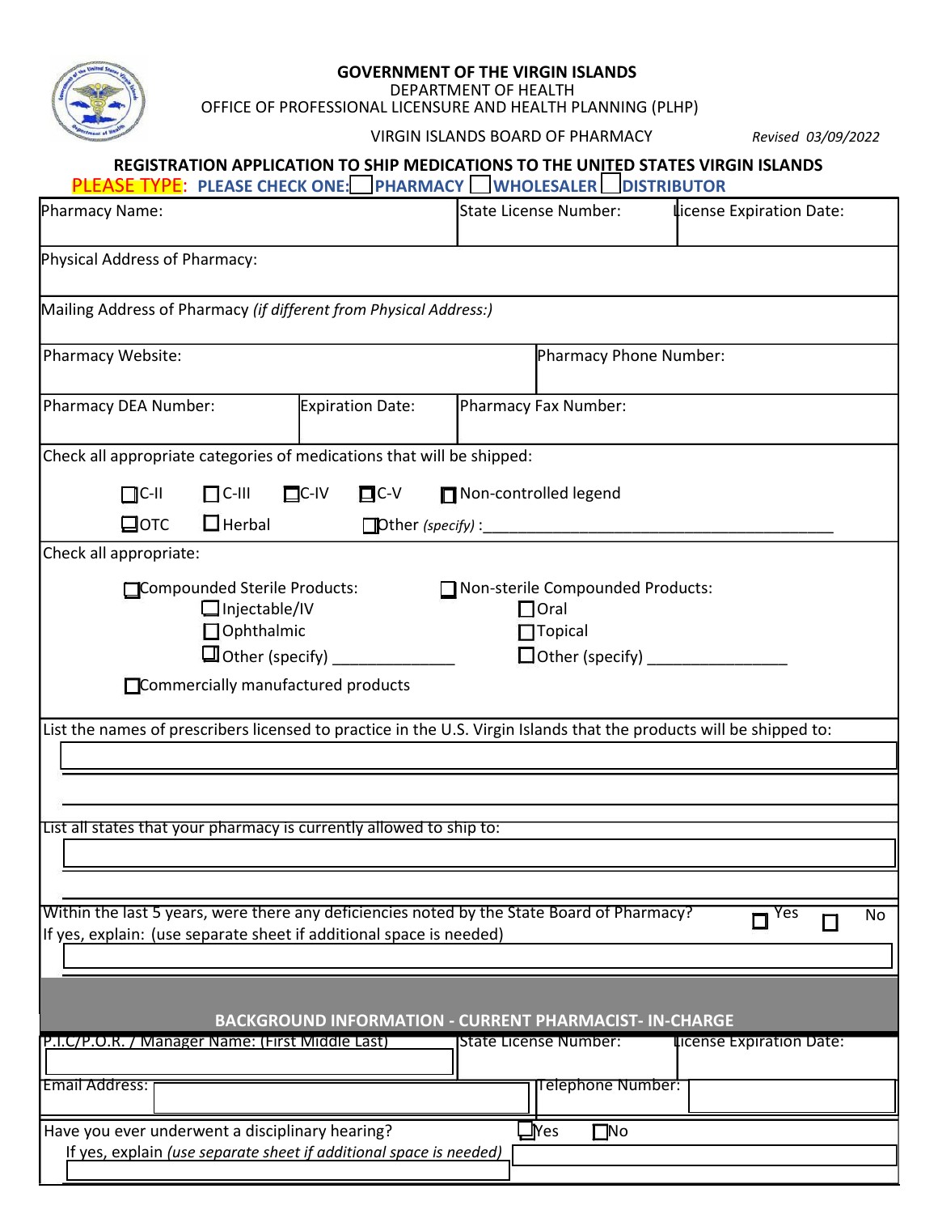**GOVERNMENT OF THE VIRGIN ISLANDS**
DEPARTMENT OF HEALTH
OFFICE OF PROFESSIONAL LICENSURE AND HEALTH PLANNING (PLHP)

VIRGIN ISLANDS BOARD OF PHARMACY *Revised 03/09/2022*

## REGISTRATION APPLICATION TO SHIP MEDICATIONS TO THE UNITED STATES VIRGIN ISLANDS

**PLEASE TYPE: PLEASE CHECK ONE:** ☐ **PHARMACY** ☐ **WHOLESALER** ☐ **DISTRIBUTOR**

| Pharmacy Name: | State License Number: | License Expiration Date: |
|---|---|---|
| | | |

Physical Address of Pharmacy:

Mailing Address of Pharmacy *(if different from Physical Address:)*

| Pharmacy Website: | Pharmacy Phone Number: |
|---|---|
| | |

| Pharmacy DEA Number: | Expiration Date: | Pharmacy Fax Number: |
|---|---|---|
| | | |

Check all appropriate categories of medications that will be shipped:

☐ C-II ☐ C-III ☐ C-IV ☐ C-V ☐ Non-controlled legend

☐ OTC ☐ Herbal ☐ Other *(specify)* :\_\_\_\_\_\_\_\_\_\_\_\_\_\_\_\_\_\_\_\_\_\_\_\_\_\_\_\_\_\_\_\_\_\_\_\_\_\_\_\_

Check all appropriate:

☐ Compounded Sterile Products:
- ☐ Injectable/IV
- ☐ Ophthalmic
- ☐ Other (specify) \_\_\_\_\_\_\_\_\_\_\_\_\_\_

☐ Non-sterile Compounded Products:
- ☐ Oral
- ☐ Topical
- ☐ Other (specify) \_\_\_\_\_\_\_\_\_\_\_\_\_\_\_\_

☐ Commercially manufactured products

List the names of prescribers licensed to practice in the U.S. Virgin Islands that the products will be shipped to:

List all states that your pharmacy is currently allowed to ship to:

Within the last 5 years, were there any deficiencies noted by the State Board of Pharmacy? ☐ Yes ☐ No
If yes, explain: (use separate sheet if additional space is needed)

### BACKGROUND INFORMATION - CURRENT PHARMACIST- IN-CHARGE

| P.I.C/P.O.R. / Manager Name: (First Middle Last) | State License Number: | License Expiration Date: |
|---|---|---|
| | | |

| Email Address: | Telephone Number: |
|---|---|
| | |

Have you ever underwent a disciplinary hearing? ☐ Yes ☐ No
If yes, explain *(use separate sheet if additional space is needed)*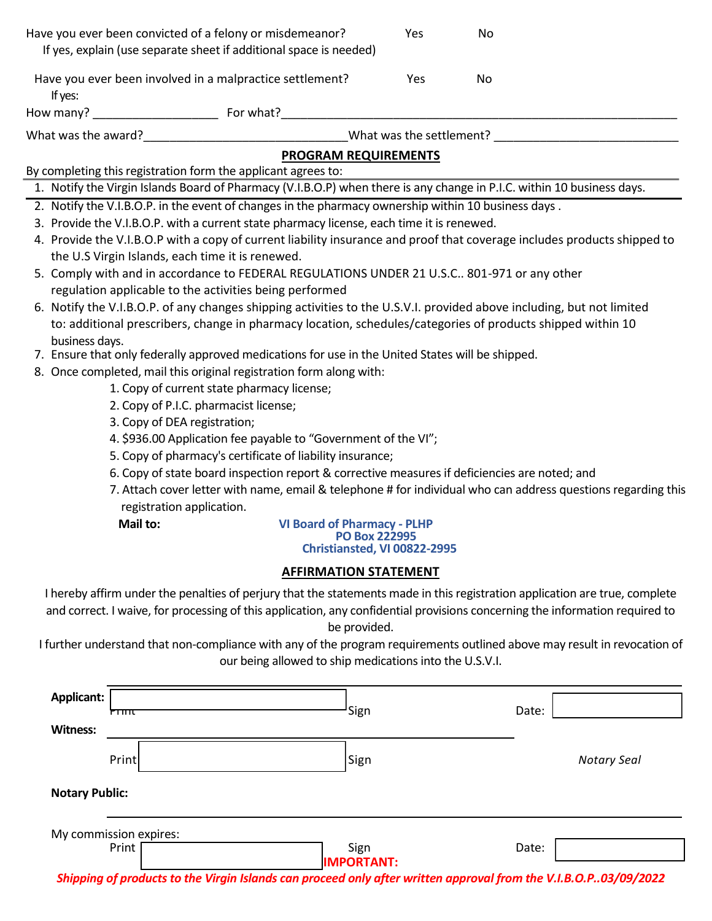Have you ever been convicted of a felony or misdemeanor? Yes No

If yes, explain (use separate sheet if additional space is needed)

Have you ever been involved in a malpractice settlement? Yes No

If yes:

How many? ___________________ For what?_______________________________________________

What was the award?_______________________________What was the settlement? ____________________________

**PROGRAM REQUIREMENTS**

By completing this registration form the applicant agrees to:

1. Notify the Virgin Islands Board of Pharmacy (V.I.B.O.P) when there is any change in P.I.C. within 10 business days.
2. Notify the V.I.B.O.P. in the event of changes in the pharmacy ownership within 10 business days .
3. Provide the V.I.B.O.P. with a current state pharmacy license, each time it is renewed.
4. Provide the V.I.B.O.P with a copy of current liability insurance and proof that coverage includes products shipped to the U.S Virgin Islands, each time it is renewed.
5. Comply with and in accordance to FEDERAL REGULATIONS UNDER 21 U.S.C.. 801-971 or any other regulation applicable to the activities being performed
6. Notify the V.I.B.O.P. of any changes shipping activities to the U.S.V.I. provided above including, but not limited to: additional prescribers, change in pharmacy location, schedules/categories of products shipped within 10 business days.
7. Ensure that only federally approved medications for use in the United States will be shipped.
8. Once completed, mail this original registration form along with:
   1. Copy of current state pharmacy license;
   2. Copy of P.I.C. pharmacist license;
   3. Copy of DEA registration;
   4. $936.00 Application fee payable to "Government of the VI";
   5. Copy of pharmacy's certificate of liability insurance;
   6. Copy of state board inspection report & corrective measures if deficiencies are noted; and
   7. Attach cover letter with name, email & telephone # for individual who can address questions regarding this registration application.

**Mail to:**

**VI Board of Pharmacy - PLHP**
**PO Box 222995**
**Christiansted, VI 00822-2995**

**AFFIRMATION STATEMENT**

I hereby affirm under the penalties of perjury that the statements made in this registration application are true, complete and correct. I waive, for processing of this application, any confidential provisions concerning the information required to be provided.

I further understand that non-compliance with any of the program requirements outlined above may result in revocation of our being allowed to ship medications into the U.S.V.I.

**Applicant:** Print ____________ Sign ____________ Date: ____________

**Witness:**

Print ____________ Sign ____________ *Notary Seal*

**Notary Public:**

My commission expires:

Print ____________ Sign ____________ Date: ____________

**IMPORTANT:**

***Shipping of products to the Virgin Islands can proceed only after written approval from the V.I.B.O.P..03/09/2022***